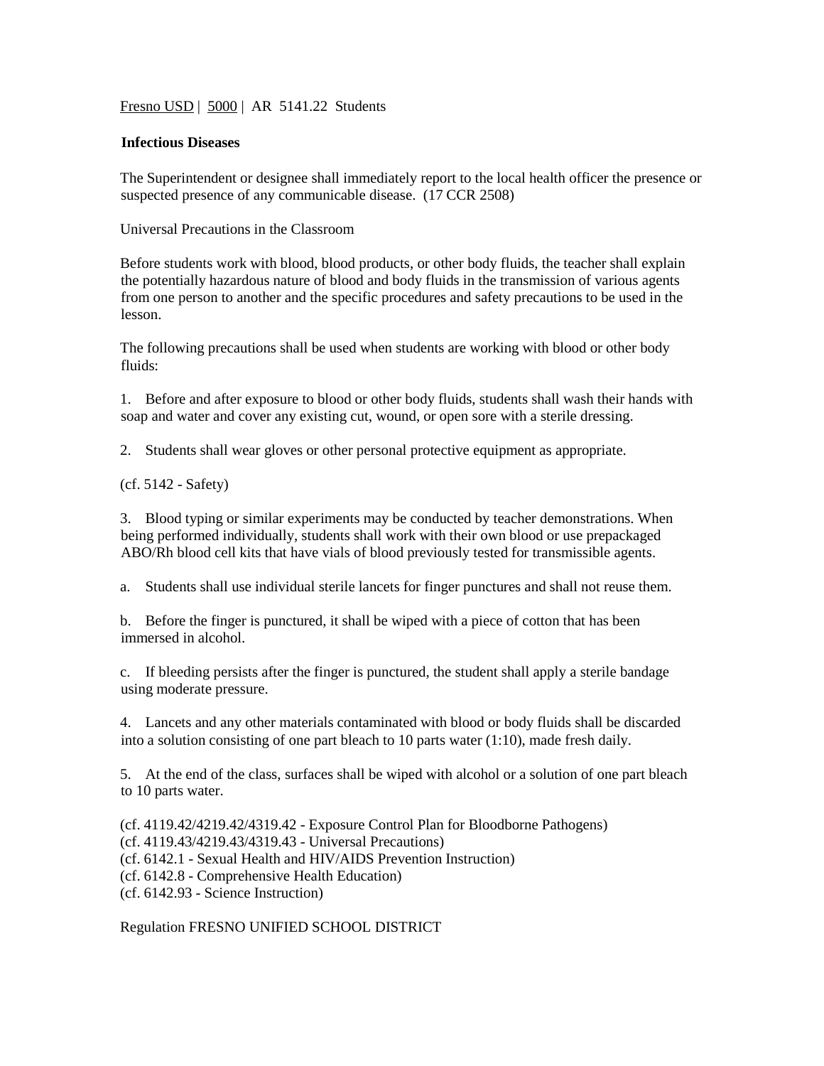Fresno USD | 5000 | AR 5141.22 Students

**Infectious Diseases**

The Superintendent or designee shall immediately report to the local health officer the presence or suspected presence of any communicable disease. (17 CCR 2508)

Universal Precautions in the Classroom

Before students work with blood, blood products, or other body fluids, the teacher shall explain the potentially hazardous nature of blood and body fluids in the transmission of various agents from one person to another and the specific procedures and safety precautions to be used in the lesson.

The following precautions shall be used when students are working with blood or other body fluids:

1. Before and after exposure to blood or other body fluids, students shall wash their hands with soap and water and cover any existing cut, wound, or open sore with a sterile dressing.

2. Students shall wear gloves or other personal protective equipment as appropriate.

(cf. 5142 - Safety)

3. Blood typing or similar experiments may be conducted by teacher demonstrations. When being performed individually, students shall work with their own blood or use prepackaged ABO/Rh blood cell kits that have vials of blood previously tested for transmissible agents.

a. Students shall use individual sterile lancets for finger punctures and shall not reuse them.

b. Before the finger is punctured, it shall be wiped with a piece of cotton that has been immersed in alcohol.

c. If bleeding persists after the finger is punctured, the student shall apply a sterile bandage using moderate pressure.

4. Lancets and any other materials contaminated with blood or body fluids shall be discarded into a solution consisting of one part bleach to 10 parts water (1:10), made fresh daily.

5. At the end of the class, surfaces shall be wiped with alcohol or a solution of one part bleach to 10 parts water.

(cf. 4119.42/4219.42/4319.42 - Exposure Control Plan for Bloodborne Pathogens)
(cf. 4119.43/4219.43/4319.43 - Universal Precautions)
(cf. 6142.1 - Sexual Health and HIV/AIDS Prevention Instruction)
(cf. 6142.8 - Comprehensive Health Education)
(cf. 6142.93 - Science Instruction)

Regulation FRESNO UNIFIED SCHOOL DISTRICT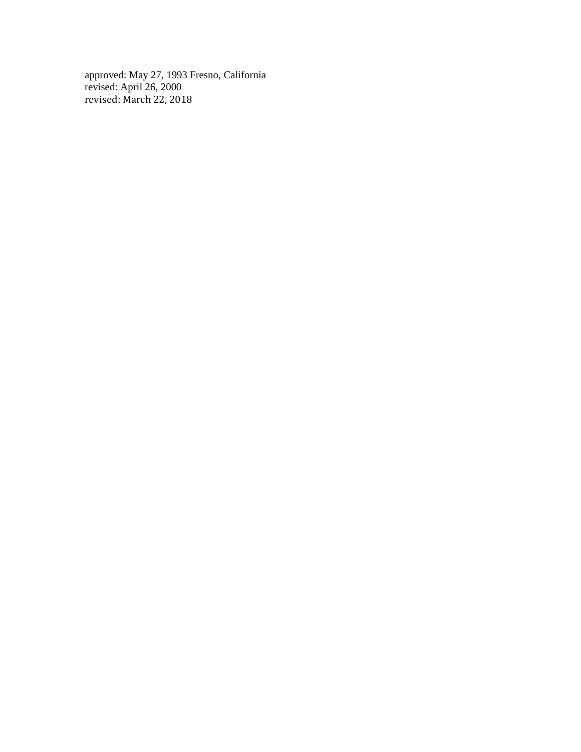approved: May 27, 1993 Fresno, California
revised: April 26, 2000
revised: March 22, 2018